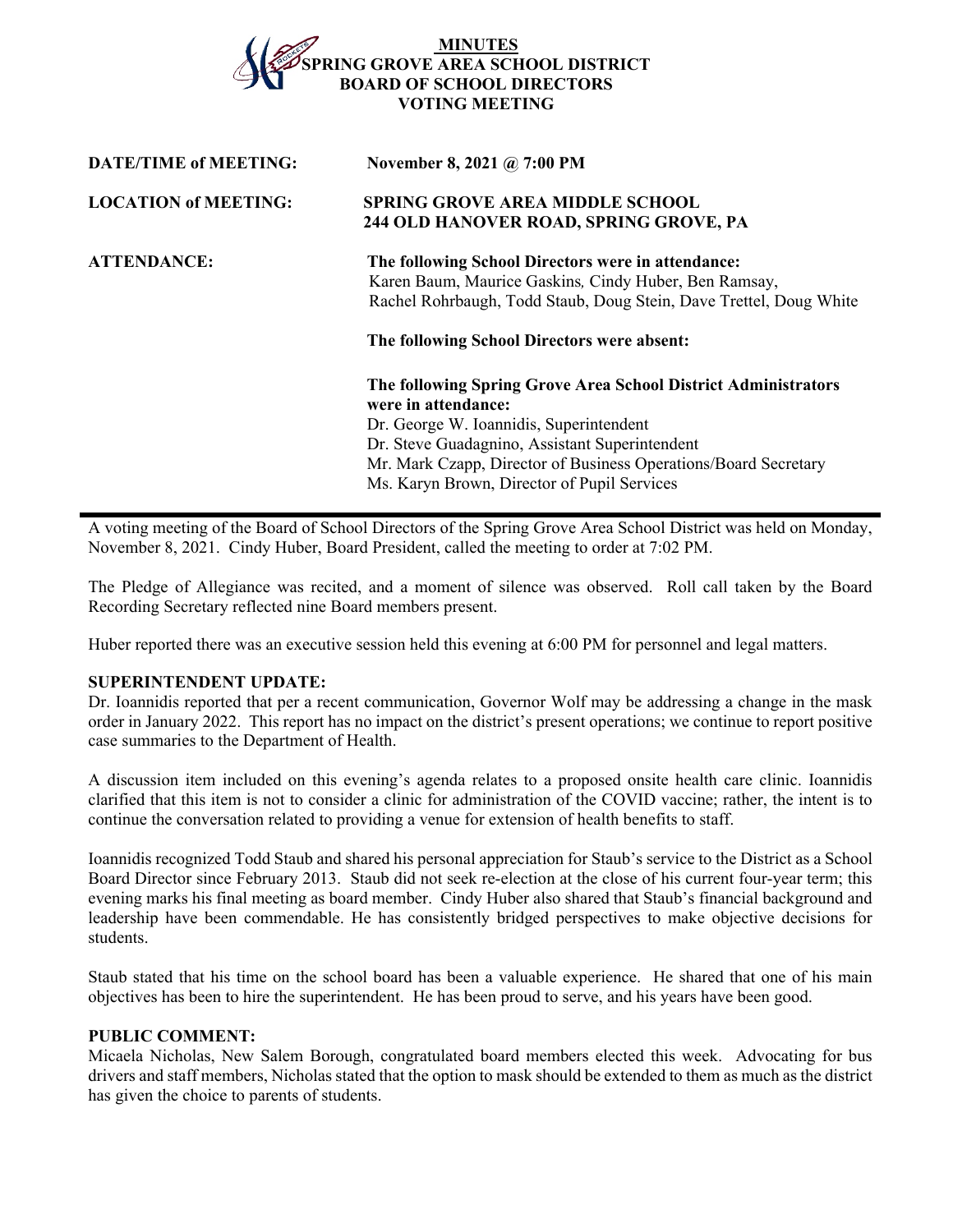# MINUTES
# SPRING GROVE AREA SCHOOL DISTRICT
# BOARD OF SCHOOL DIRECTORS
# VOTING MEETING

**DATE/TIME of MEETING:** November 8, 2021 @ 7:00 PM

**LOCATION of MEETING:** SPRING GROVE AREA MIDDLE SCHOOL
244 OLD HANOVER ROAD, SPRING GROVE, PA

**ATTENDANCE:**

**The following School Directors were in attendance:**
Karen Baum, Maurice Gaskins*,* Cindy Huber, Ben Ramsay, Rachel Rohrbaugh, Todd Staub, Doug Stein, Dave Trettel, Doug White

**The following School Directors were absent:**

**The following Spring Grove Area School District Administrators were in attendance:**
Dr. George W. Ioannidis, Superintendent
Dr. Steve Guadagnino, Assistant Superintendent
Mr. Mark Czapp, Director of Business Operations/Board Secretary
Ms. Karyn Brown, Director of Pupil Services

---

A voting meeting of the Board of School Directors of the Spring Grove Area School District was held on Monday, November 8, 2021. Cindy Huber, Board President, called the meeting to order at 7:02 PM.

The Pledge of Allegiance was recited, and a moment of silence was observed. Roll call taken by the Board Recording Secretary reflected nine Board members present.

Huber reported there was an executive session held this evening at 6:00 PM for personnel and legal matters.

**SUPERINTENDENT UPDATE:**
Dr. Ioannidis reported that per a recent communication, Governor Wolf may be addressing a change in the mask order in January 2022. This report has no impact on the district's present operations; we continue to report positive case summaries to the Department of Health.

A discussion item included on this evening's agenda relates to a proposed onsite health care clinic. Ioannidis clarified that this item is not to consider a clinic for administration of the COVID vaccine; rather, the intent is to continue the conversation related to providing a venue for extension of health benefits to staff.

Ioannidis recognized Todd Staub and shared his personal appreciation for Staub's service to the District as a School Board Director since February 2013. Staub did not seek re-election at the close of his current four-year term; this evening marks his final meeting as board member. Cindy Huber also shared that Staub's financial background and leadership have been commendable. He has consistently bridged perspectives to make objective decisions for students.

Staub stated that his time on the school board has been a valuable experience. He shared that one of his main objectives has been to hire the superintendent. He has been proud to serve, and his years have been good.

**PUBLIC COMMENT:**
Micaela Nicholas, New Salem Borough, congratulated board members elected this week. Advocating for bus drivers and staff members, Nicholas stated that the option to mask should be extended to them as much as the district has given the choice to parents of students.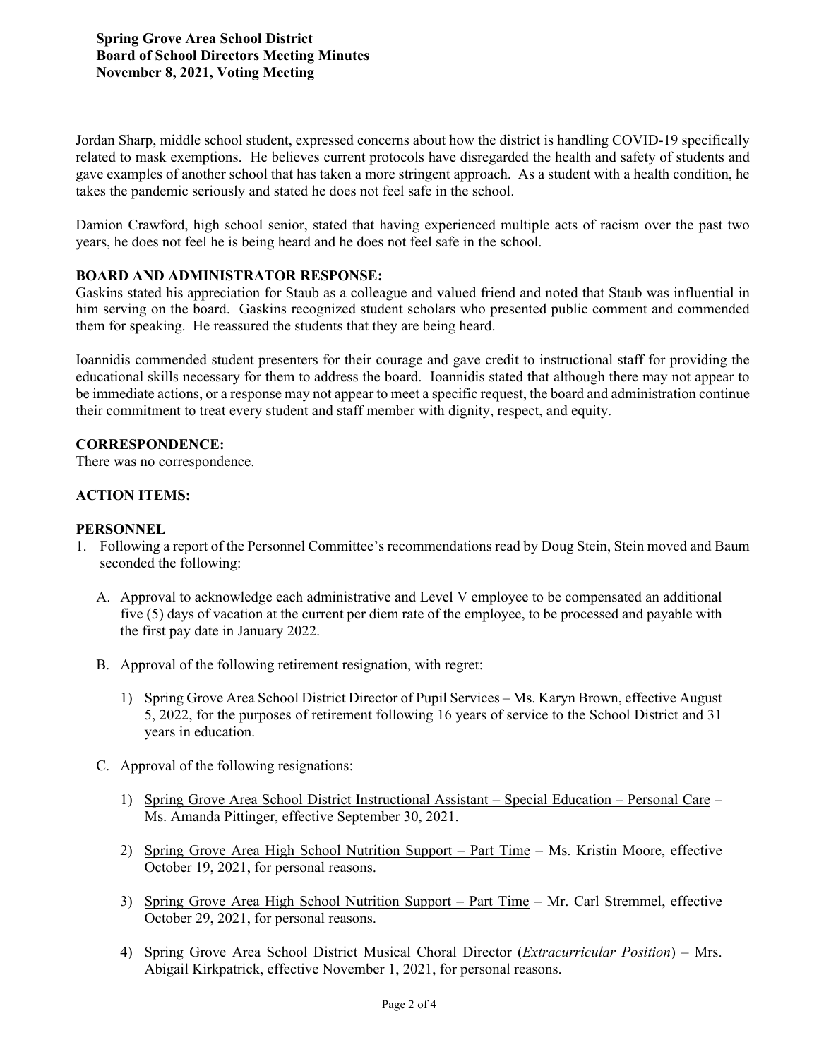Jordan Sharp, middle school student, expressed concerns about how the district is handling COVID-19 specifically related to mask exemptions. He believes current protocols have disregarded the health and safety of students and gave examples of another school that has taken a more stringent approach. As a student with a health condition, he takes the pandemic seriously and stated he does not feel safe in the school.

Damion Crawford, high school senior, stated that having experienced multiple acts of racism over the past two years, he does not feel he is being heard and he does not feel safe in the school.

**BOARD AND ADMINISTRATOR RESPONSE:**
Gaskins stated his appreciation for Staub as a colleague and valued friend and noted that Staub was influential in him serving on the board. Gaskins recognized student scholars who presented public comment and commended them for speaking. He reassured the students that they are being heard.

Ioannidis commended student presenters for their courage and gave credit to instructional staff for providing the educational skills necessary for them to address the board. Ioannidis stated that although there may not appear to be immediate actions, or a response may not appear to meet a specific request, the board and administration continue their commitment to treat every student and staff member with dignity, respect, and equity.

**CORRESPONDENCE:**
There was no correspondence.

**ACTION ITEMS:**

**PERSONNEL**

1. Following a report of the Personnel Committee's recommendations read by Doug Stein, Stein moved and Baum seconded the following:

   A. Approval to acknowledge each administrative and Level V employee to be compensated an additional five (5) days of vacation at the current per diem rate of the employee, to be processed and payable with the first pay date in January 2022.

   B. Approval of the following retirement resignation, with regret:

      1) Spring Grove Area School District Director of Pupil Services – Ms. Karyn Brown, effective August 5, 2022, for the purposes of retirement following 16 years of service to the School District and 31 years in education.

   C. Approval of the following resignations:

      1) Spring Grove Area School District Instructional Assistant – Special Education – Personal Care – Ms. Amanda Pittinger, effective September 30, 2021.

      2) Spring Grove Area High School Nutrition Support – Part Time – Ms. Kristin Moore, effective October 19, 2021, for personal reasons.

      3) Spring Grove Area High School Nutrition Support – Part Time – Mr. Carl Stremmel, effective October 29, 2021, for personal reasons.

      4) Spring Grove Area School District Musical Choral Director (*Extracurricular Position*) – Mrs. Abigail Kirkpatrick, effective November 1, 2021, for personal reasons.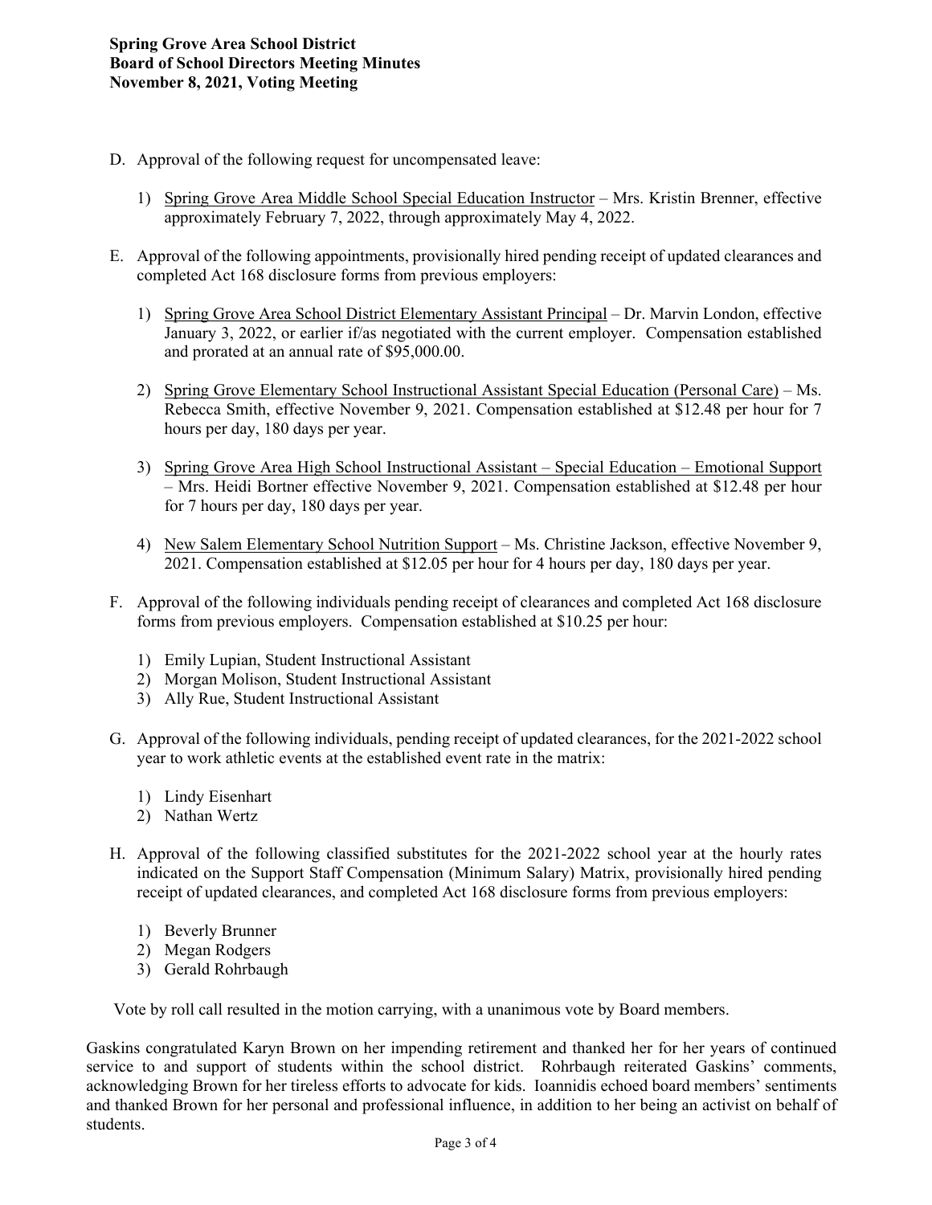D. Approval of the following request for uncompensated leave:

   1) Spring Grove Area Middle School Special Education Instructor – Mrs. Kristin Brenner, effective approximately February 7, 2022, through approximately May 4, 2022.

E. Approval of the following appointments, provisionally hired pending receipt of updated clearances and completed Act 168 disclosure forms from previous employers:

   1) Spring Grove Area School District Elementary Assistant Principal – Dr. Marvin London, effective January 3, 2022, or earlier if/as negotiated with the current employer. Compensation established and prorated at an annual rate of $95,000.00.

   2) Spring Grove Elementary School Instructional Assistant Special Education (Personal Care) – Ms. Rebecca Smith, effective November 9, 2021. Compensation established at $12.48 per hour for 7 hours per day, 180 days per year.

   3) Spring Grove Area High School Instructional Assistant – Special Education – Emotional Support – Mrs. Heidi Bortner effective November 9, 2021. Compensation established at $12.48 per hour for 7 hours per day, 180 days per year.

   4) New Salem Elementary School Nutrition Support – Ms. Christine Jackson, effective November 9, 2021. Compensation established at $12.05 per hour for 4 hours per day, 180 days per year.

F. Approval of the following individuals pending receipt of clearances and completed Act 168 disclosure forms from previous employers. Compensation established at $10.25 per hour:

   1) Emily Lupian, Student Instructional Assistant
   2) Morgan Molison, Student Instructional Assistant
   3) Ally Rue, Student Instructional Assistant

G. Approval of the following individuals, pending receipt of updated clearances, for the 2021-2022 school year to work athletic events at the established event rate in the matrix:

   1) Lindy Eisenhart
   2) Nathan Wertz

H. Approval of the following classified substitutes for the 2021-2022 school year at the hourly rates indicated on the Support Staff Compensation (Minimum Salary) Matrix, provisionally hired pending receipt of updated clearances, and completed Act 168 disclosure forms from previous employers:

   1) Beverly Brunner
   2) Megan Rodgers
   3) Gerald Rohrbaugh

Vote by roll call resulted in the motion carrying, with a unanimous vote by Board members.

Gaskins congratulated Karyn Brown on her impending retirement and thanked her for her years of continued service to and support of students within the school district. Rohrbaugh reiterated Gaskins' comments, acknowledging Brown for her tireless efforts to advocate for kids. Ioannidis echoed board members' sentiments and thanked Brown for her personal and professional influence, in addition to her being an activist on behalf of students.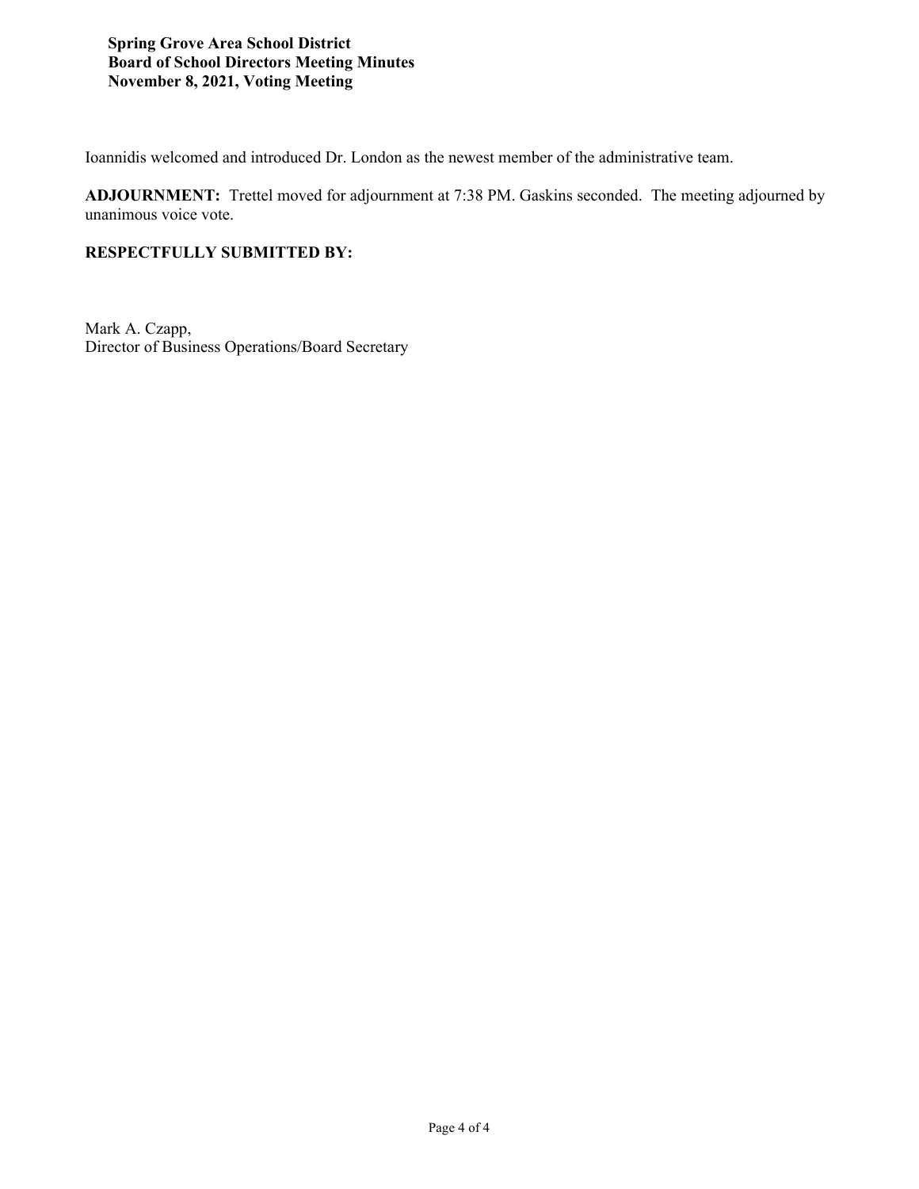Ioannidis welcomed and introduced Dr. London as the newest member of the administrative team.

**ADJOURNMENT:** Trettel moved for adjournment at 7:38 PM. Gaskins seconded. The meeting adjourned by unanimous voice vote.

**RESPECTFULLY SUBMITTED BY:**

Mark A. Czapp,
Director of Business Operations/Board Secretary